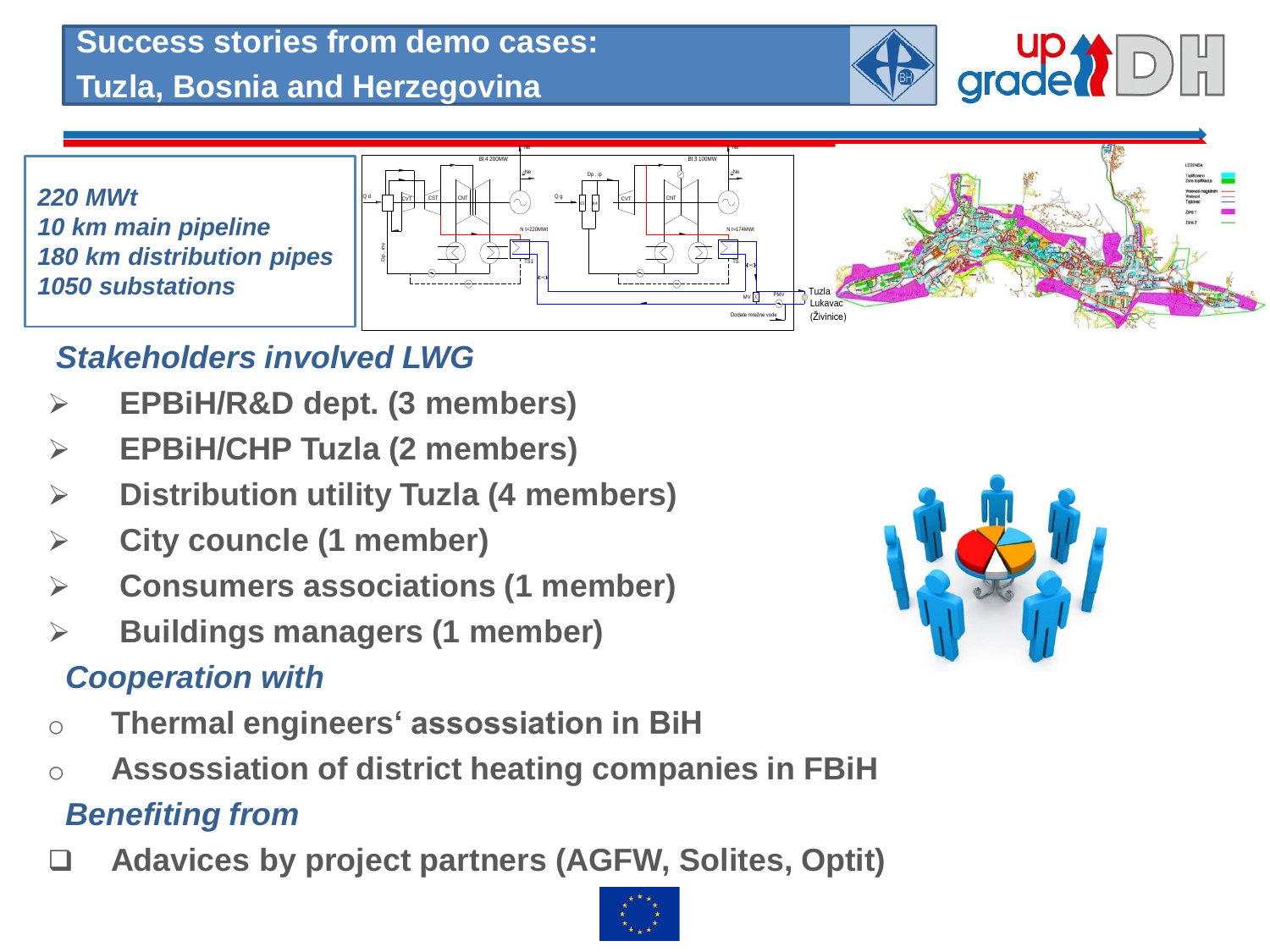# Success stories from demo cases: Tuzla, Bosnia and Herzegovina

*220 MWt*
*10 km main pipeline*
*180 km distribution pipes*
*1050 substations*

## *Stakeholders involved LWG*

- **EPBiH/R&D dept. (3 members)**
- **EPBiH/CHP Tuzla (2 members)**
- **Distribution utility Tuzla (4 members)**
- **City councle (1 member)**
- **Consumers associations (1 member)**
- **Buildings managers (1 member)**

## *Cooperation with*

- **Thermal engineers' assossiation in BiH**
- **Assossiation of district heating companies in FBiH**

## *Benefiting from*

- **Adavices by project partners (AGFW, Solites, Optit)**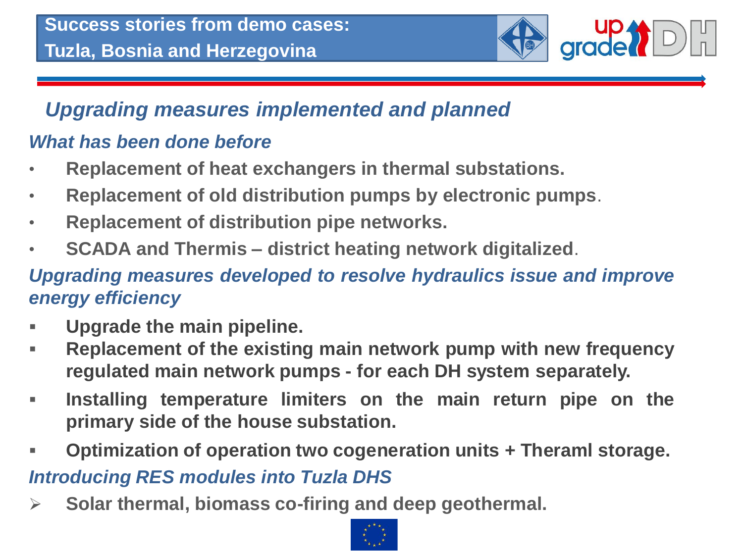# Success stories from demo cases: Tuzla, Bosnia and Herzegovina

## *Upgrading measures implemented and planned*

### *What has been done before*

- **Replacement of heat exchangers in thermal substations.**
- **Replacement of old distribution pumps by electronic pumps**.
- **Replacement of distribution pipe networks.**
- **SCADA and Thermis – district heating network digitalized**.

### *Upgrading measures developed to resolve hydraulics issue and improve energy efficiency*

- **Upgrade the main pipeline.**
- **Replacement of the existing main network pump with new frequency regulated main network pumps - for each DH system separately.**
- **Installing temperature limiters on the main return pipe on the primary side of the house substation.**
- **Optimization of operation two cogeneration units + Theraml storage.**

### *Introducing RES modules into Tuzla DHS*

- **Solar thermal, biomass co-firing and deep geothermal.**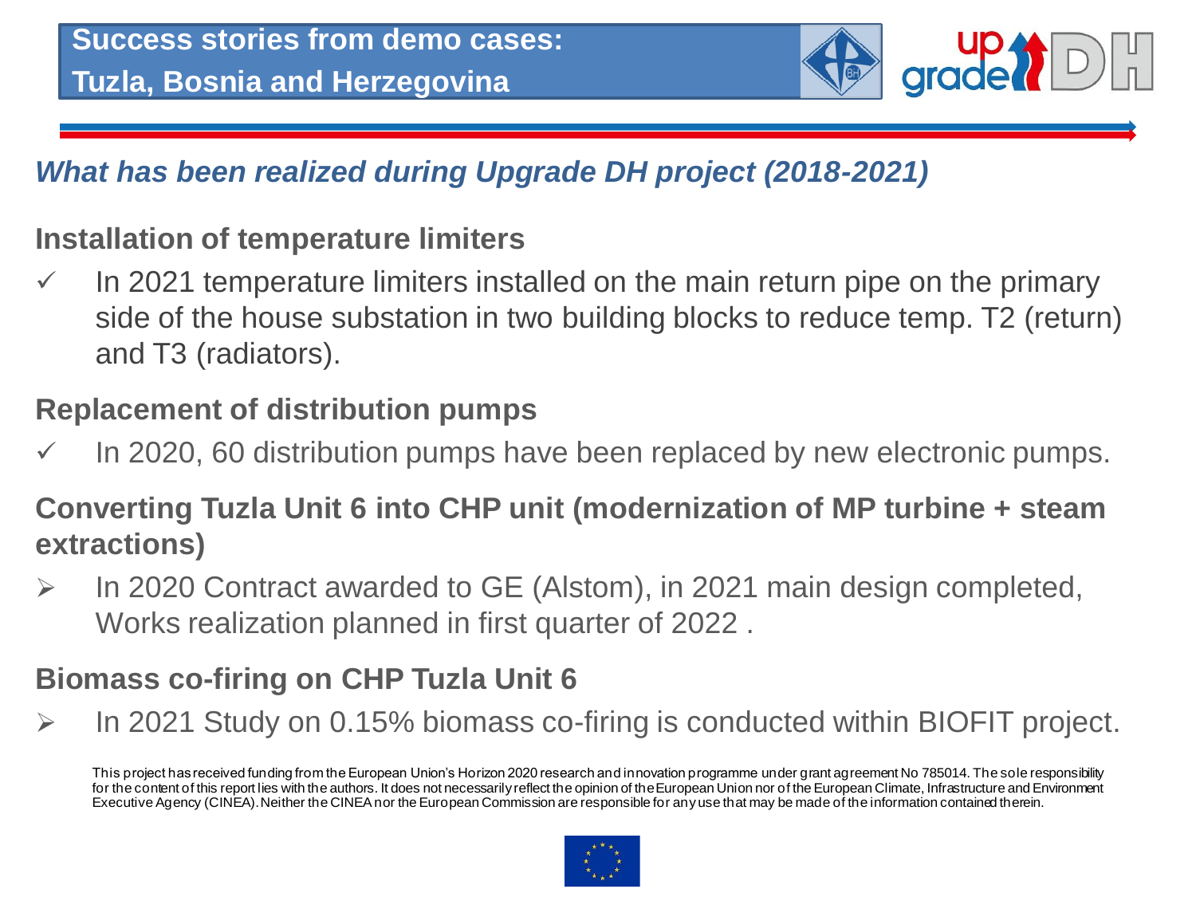# Success stories from demo cases: Tuzla, Bosnia and Herzegovina

## *What has been realized during Upgrade DH project (2018-2021)*

### Installation of temperature limiters

- ✓ In 2021 temperature limiters installed on the main return pipe on the primary side of the house substation in two building blocks to reduce temp. T2 (return) and T3 (radiators).

### Replacement of distribution pumps

- ✓ In 2020, 60 distribution pumps have been replaced by new electronic pumps.

### Converting Tuzla Unit 6 into CHP unit (modernization of MP turbine + steam extractions)

- ➢ In 2020 Contract awarded to GE (Alstom), in 2021 main design completed, Works realization planned in first quarter of 2022 .

### Biomass co-firing on CHP Tuzla Unit 6

- ➢ In 2021 Study on 0.15% biomass co-firing is conducted within BIOFIT project.

This project has received funding from the European Union's Horizon 2020 research and innovation programme under grant agreement No 785014. The sole responsibility for the content of this report lies with the authors. It does not necessarily reflect the opinion of the European Union nor of the European Climate, Infrastructure and Environment Executive Agency (CINEA). Neither the CINEA nor the European Commission are responsible for any use that may be made of the information contained therein.